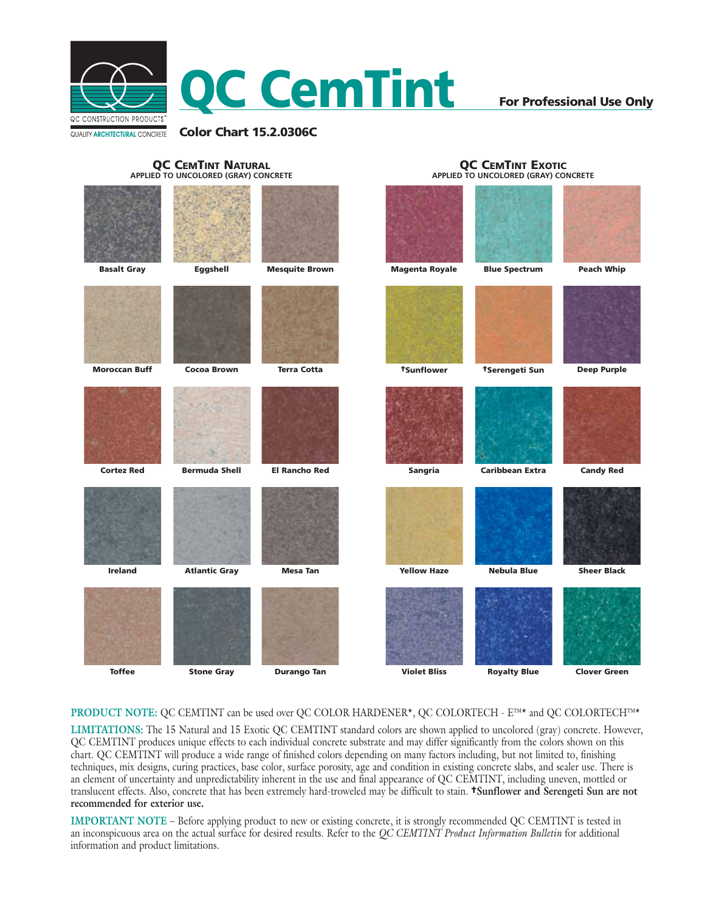# QC CemTint

**For Professional Use Only**

QC CONSTRUCTION PRODUCTS®

QUALITY **ARCHITECTURAL** CONCRETE

**Color Chart 15.2.0306C**

## QC CemTint Natural

APPLIED TO UNCOLORED (GRAY) CONCRETE

| | | |
|---|---|---|
| Basalt Gray | Eggshell | Mesquite Brown |
| Moroccan Buff | Cocoa Brown | Terra Cotta |
| Cortez Red | Bermuda Shell | El Rancho Red |
| Ireland | Atlantic Gray | Mesa Tan |
| Toffee | Stone Gray | Durango Tan |

## QC CemTint Exotic

APPLIED TO UNCOLORED (GRAY) CONCRETE

| | | |
|---|---|---|
| Magenta Royale | Blue Spectrum | Peach Whip |
| †Sunflower | †Serengeti Sun | Deep Purple |
| Sangria | Caribbean Extra | Candy Red |
| Yellow Haze | Nebula Blue | Sheer Black |
| Violet Bliss | Royalty Blue | Clover Green |

**PRODUCT NOTE:** QC CEMTINT can be used over QC COLOR HARDENER*, QC COLORTECH - E™* and QC COLORTECH™*

**LIMITATIONS:** The 15 Natural and 15 Exotic QC CEMTINT standard colors are shown applied to uncolored (gray) concrete. However, QC CEMTINT produces unique effects to each individual concrete substrate and may differ significantly from the colors shown on this chart. QC CEMTINT will produce a wide range of finished colors depending on many factors including, but not limited to, finishing techniques, mix designs, curing practices, base color, surface porosity, age and condition in existing concrete slabs, and sealer use. There is an element of uncertainty and unpredictability inherent in the use and final appearance of QC CEMTINT, including uneven, mottled or translucent effects. Also, concrete that has been extremely hard-troweled may be difficult to stain. **†Sunflower and Serengeti Sun are not recommended for exterior use.**

**IMPORTANT NOTE** – Before applying product to new or existing concrete, it is strongly recommended QC CEMTINT is tested in an inconspicuous area on the actual surface for desired results. Refer to the *QC CEMTINT Product Information Bulletin* for additional information and product limitations.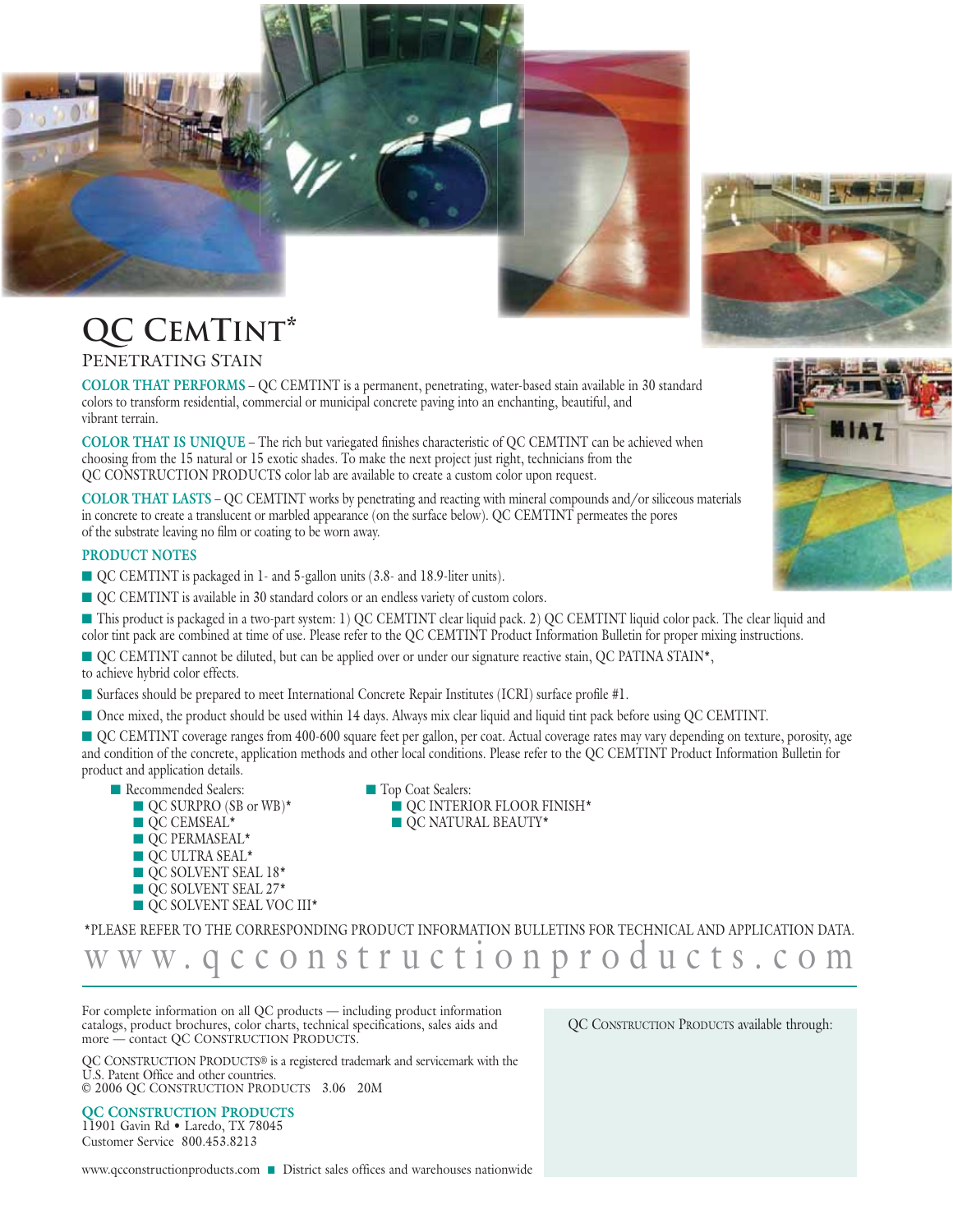# QC CEMTINT*

## PENETRATING STAIN

**COLOR THAT PERFORMS** – QC CEMTINT is a permanent, penetrating, water-based stain available in 30 standard colors to transform residential, commercial or municipal concrete paving into an enchanting, beautiful, and vibrant terrain.

**COLOR THAT IS UNIQUE** – The rich but variegated finishes characteristic of QC CEMTINT can be achieved when choosing from the 15 natural or 15 exotic shades. To make the next project just right, technicians from the QC CONSTRUCTION PRODUCTS color lab are available to create a custom color upon request.

**COLOR THAT LASTS** – QC CEMTINT works by penetrating and reacting with mineral compounds and/or siliceous materials in concrete to create a translucent or marbled appearance (on the surface below). QC CEMTINT permeates the pores of the substrate leaving no film or coating to be worn away.

### PRODUCT NOTES

- QC CEMTINT is packaged in 1- and 5-gallon units (3.8- and 18.9-liter units).
- QC CEMTINT is available in 30 standard colors or an endless variety of custom colors.
- This product is packaged in a two-part system: 1) QC CEMTINT clear liquid pack. 2) QC CEMTINT liquid color pack. The clear liquid and color tint pack are combined at time of use. Please refer to the QC CEMTINT Product Information Bulletin for proper mixing instructions.
- QC CEMTINT cannot be diluted, but can be applied over or under our signature reactive stain, QC PATINA STAIN*, to achieve hybrid color effects.
- Surfaces should be prepared to meet International Concrete Repair Institutes (ICRI) surface profile #1.
- Once mixed, the product should be used within 14 days. Always mix clear liquid and liquid tint pack before using QC CEMTINT.
- QC CEMTINT coverage ranges from 400-600 square feet per gallon, per coat. Actual coverage rates may vary depending on texture, porosity, age and condition of the concrete, application methods and other local conditions. Please refer to the QC CEMTINT Product Information Bulletin for product and application details.
  - Recommended Sealers:
    - QC SURPRO (SB or WB)*
    - QC CEMSEAL*
    - QC PERMASEAL*
    - QC ULTRA SEAL*
    - QC SOLVENT SEAL 18*
    - QC SOLVENT SEAL 27*
    - QC SOLVENT SEAL VOC III*
  - Top Coat Sealers:
    - QC INTERIOR FLOOR FINISH*
    - QC NATURAL BEAUTY*

*PLEASE REFER TO THE CORRESPONDING PRODUCT INFORMATION BULLETINS FOR TECHNICAL AND APPLICATION DATA.

www.qcconstructionproducts.com

For complete information on all QC products — including product information catalogs, product brochures, color charts, technical specifications, sales aids and more — contact QC CONSTRUCTION PRODUCTS.

QC CONSTRUCTION PRODUCTS® is a registered trademark and servicemark with the U.S. Patent Office and other countries.
© 2006 QC CONSTRUCTION PRODUCTS 3.06 20M

**QC CONSTRUCTION PRODUCTS**
11901 Gavin Rd • Laredo, TX 78045
Customer Service 800.453.8213

www.qcconstructionproducts.com ■ District sales offices and warehouses nationwide

QC CONSTRUCTION PRODUCTS available through: